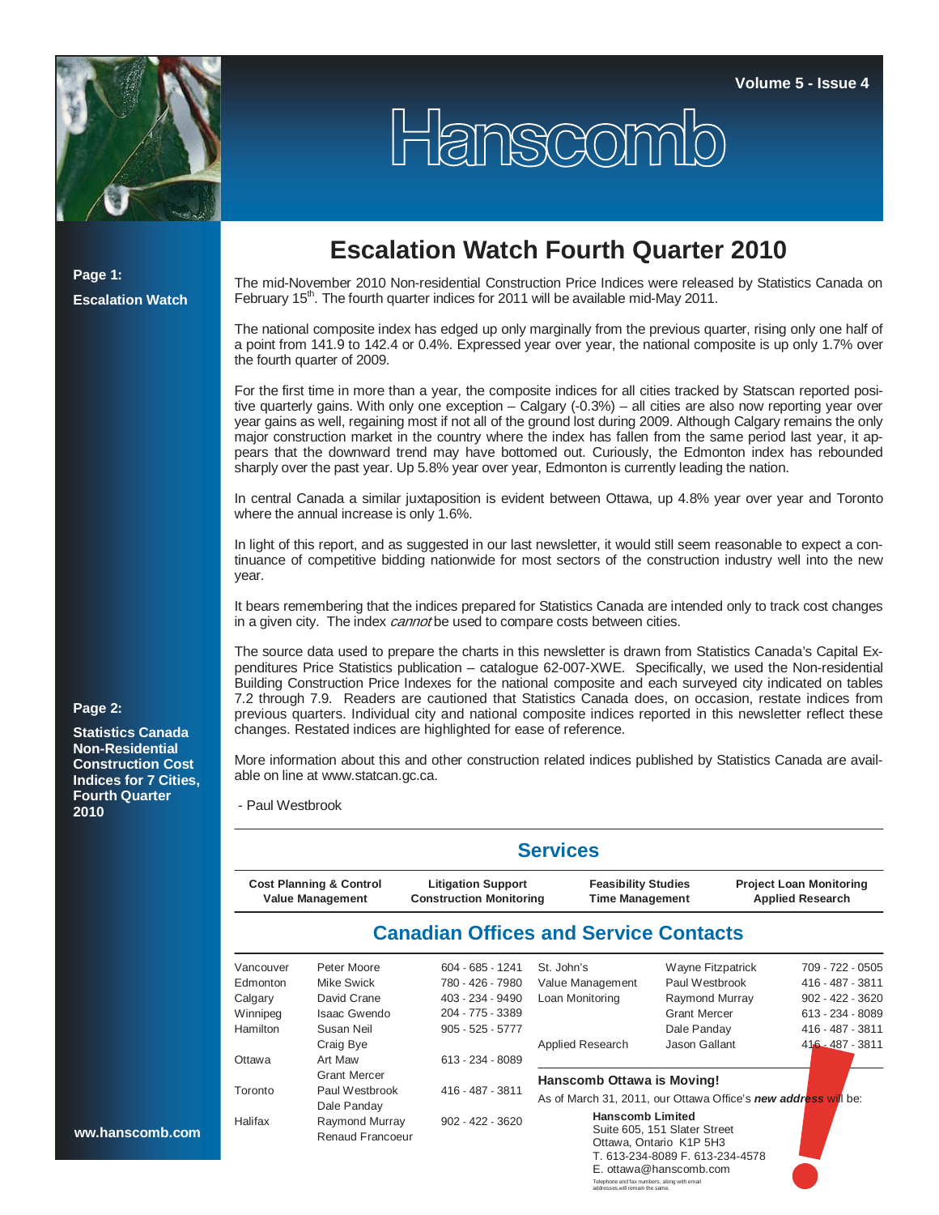Volume 5 - Issue 4

# Hanscomb

**Page 1:**

**Escalation Watch**

**Page 2:**

**Statistics Canada Non-Residential Construction Cost Indices for 7 Cities, Fourth Quarter 2010**

ww.hanscomb.com

## Escalation Watch Fourth Quarter 2010

The mid-November 2010 Non-residential Construction Price Indices were released by Statistics Canada on February 15th. The fourth quarter indices for 2011 will be available mid-May 2011.

The national composite index has edged up only marginally from the previous quarter, rising only one half of a point from 141.9 to 142.4 or 0.4%. Expressed year over year, the national composite is up only 1.7% over the fourth quarter of 2009.

For the first time in more than a year, the composite indices for all cities tracked by Statscan reported positive quarterly gains. With only one exception – Calgary (-0.3%) – all cities are also now reporting year over year gains as well, regaining most if not all of the ground lost during 2009. Although Calgary remains the only major construction market in the country where the index has fallen from the same period last year, it appears that the downward trend may have bottomed out. Curiously, the Edmonton index has rebounded sharply over the past year. Up 5.8% year over year, Edmonton is currently leading the nation.

In central Canada a similar juxtaposition is evident between Ottawa, up 4.8% year over year and Toronto where the annual increase is only 1.6%.

In light of this report, and as suggested in our last newsletter, it would still seem reasonable to expect a continuance of competitive bidding nationwide for most sectors of the construction industry well into the new year.

It bears remembering that the indices prepared for Statistics Canada are intended only to track cost changes in a given city. The index *cannot* be used to compare costs between cities.

The source data used to prepare the charts in this newsletter is drawn from Statistics Canada's Capital Expenditures Price Statistics publication – catalogue 62-007-XWE. Specifically, we used the Non-residential Building Construction Price Indexes for the national composite and each surveyed city indicated on tables 7.2 through 7.9. Readers are cautioned that Statistics Canada does, on occasion, restate indices from previous quarters. Individual city and national composite indices reported in this newsletter reflect these changes. Restated indices are highlighted for ease of reference.

More information about this and other construction related indices published by Statistics Canada are available on line at www.statcan.gc.ca.

- Paul Westbrook

## Services

| Cost Planning & Control<br>Value Management | Litigation Support<br>Construction Monitoring | Feasibility Studies<br>Time Management | Project Loan Monitoring<br>Applied Research |
|---|---|---|---|

## Canadian Offices and Service Contacts

| Office | Contact | Phone |
|---|---|---|
| Vancouver | Peter Moore | 604 - 685 - 1241 |
| Edmonton | Mike Swick | 780 - 426 - 7980 |
| Calgary | David Crane | 403 - 234 - 9490 |
| Winnipeg | Isaac Gwendo | 204 - 775 - 3389 |
| Hamilton | Susan Neil<br>Craig Bye | 905 - 525 - 5777 |
| Ottawa | Art Maw<br>Grant Mercer | 613 - 234 - 8089 |
| Toronto | Paul Westbrook<br>Dale Panday | 416 - 487 - 3811 |
| Halifax | Raymond Murray<br>Renaud Francoeur | 902 - 422 - 3620 |
| St. John's | Wayne Fitzpatrick | 709 - 722 - 0505 |
| Value Management | Paul Westbrook | 416 - 487 - 3811 |
| Loan Monitoring | Raymond Murray | 902 - 422 - 3620 |
| | Grant Mercer | 613 - 234 - 8089 |
| | Dale Panday | 416 - 487 - 3811 |
| Applied Research | Jason Gallant | 416 - 487 - 3811 |

**Hanscomb Ottawa is Moving!**

As of March 31, 2011, our Ottawa Office's ***new address*** will be:

**Hanscomb Limited**
Suite 605, 151 Slater Street
Ottawa, Ontario K1P 5H3
T. 613-234-8089 F. 613-234-4578
E. ottawa@hanscomb.com

Telephone and fax numbers, along with email addresses,will remain the same.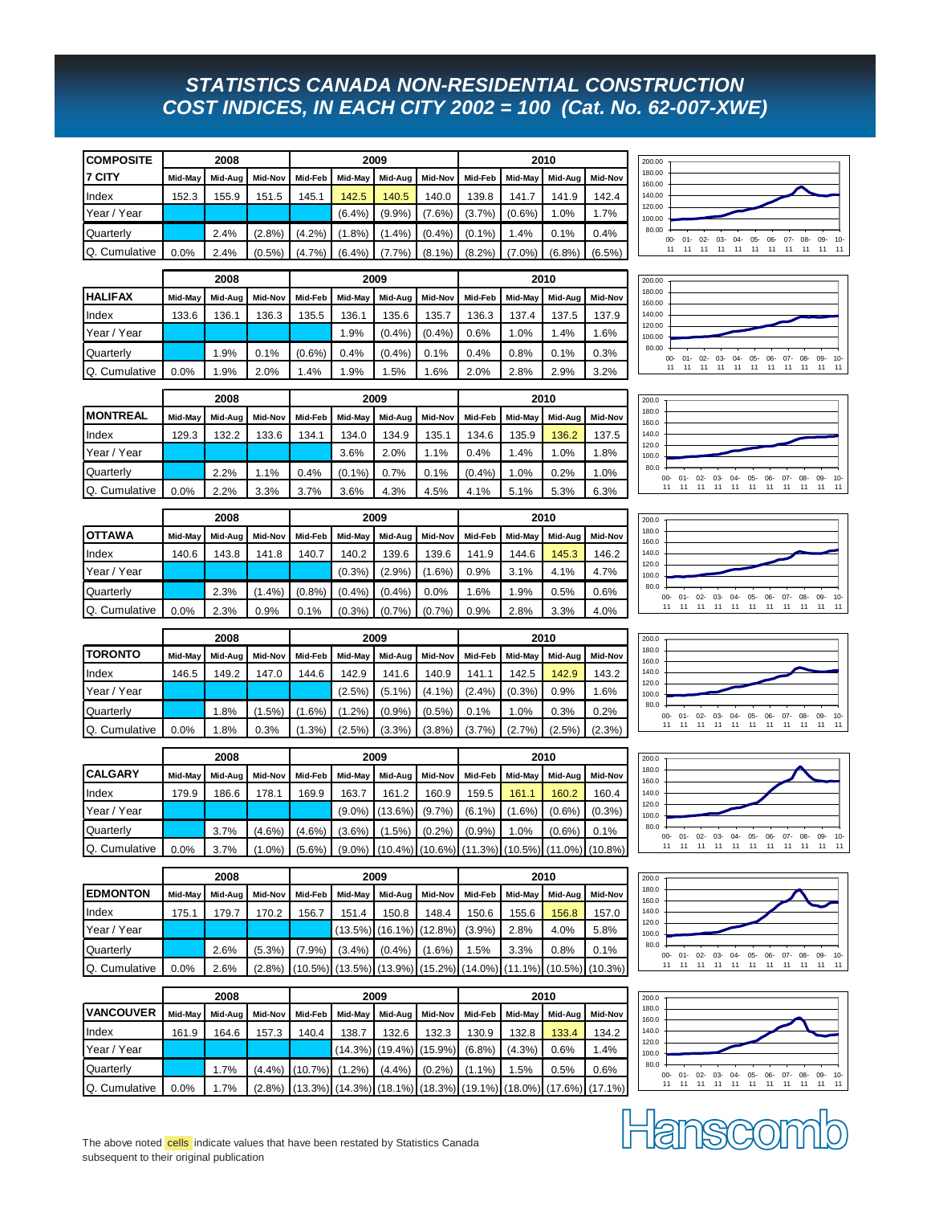# STATISTICS CANADA NON-RESIDENTIAL CONSTRUCTION COST INDICES, IN EACH CITY 2002 = 100 (Cat. No. 62-007-XWE)

| COMPOSITE | 2008 | | | 2009 | | | | 2010 | | | |
|---|---|---|---|---|---|---|---|---|---|---|---|
| 7 CITY | Mid-May | Mid-Aug | Mid-Nov | Mid-Feb | Mid-May | Mid-Aug | Mid-Nov | Mid-Feb | Mid-May | Mid-Aug | Mid-Nov |
| Index | 152.3 | 155.9 | 151.5 | 145.1 | 142.5 | 140.5 | 140.0 | 139.8 | 141.7 | 141.9 | 142.4 |
| Year / Year | | | | | (6.4%) | (9.9%) | (7.6%) | (3.7%) | (0.6%) | 1.0% | 1.7% |
| Quarterly | | 2.4% | (2.8%) | (4.2%) | (1.8%) | (1.4%) | (0.4%) | (0.1%) | 1.4% | 0.1% | 0.4% |
| Q. Cumulative | 0.0% | 2.4% | (0.5%) | (4.7%) | (6.4%) | (7.7%) | (8.1%) | (8.2%) | (7.0%) | (6.8%) | (6.5%) |

200.00
180.00
160.00
140.00
120.00
100.00
80.00
00-11 01-11 02-11 03-11 04-11 05-11 06-11 07-11 08-11 09-11 10-11

| | 2008 | | | 2009 | | | | 2010 | | | |
|---|---|---|---|---|---|---|---|---|---|---|---|
| HALIFAX | Mid-May | Mid-Aug | Mid-Nov | Mid-Feb | Mid-May | Mid-Aug | Mid-Nov | Mid-Feb | Mid-May | Mid-Aug | Mid-Nov |
| Index | 133.6 | 136.1 | 136.3 | 135.5 | 136.1 | 135.6 | 135.7 | 136.3 | 137.4 | 137.5 | 137.9 |
| Year / Year | | | | | 1.9% | (0.4%) | (0.4%) | 0.6% | 1.0% | 1.4% | 1.6% |
| Quarterly | | 1.9% | 0.1% | (0.6%) | 0.4% | (0.4%) | 0.1% | 0.4% | 0.8% | 0.1% | 0.3% |
| Q. Cumulative | 0.0% | 1.9% | 2.0% | 1.4% | 1.9% | 1.5% | 1.6% | 2.0% | 2.8% | 2.9% | 3.2% |

200.00
180.00
160.00
140.00
120.00
100.00
80.00
00-11 01-11 02-11 03-11 04-11 05-11 06-11 07-11 08-11 09-11 10-11

| | 2008 | | | 2009 | | | | 2010 | | | |
|---|---|---|---|---|---|---|---|---|---|---|---|
| MONTREAL | Mid-May | Mid-Aug | Mid-Nov | Mid-Feb | Mid-May | Mid-Aug | Mid-Nov | Mid-Feb | Mid-May | Mid-Aug | Mid-Nov |
| Index | 129.3 | 132.2 | 133.6 | 134.1 | 134.0 | 134.9 | 135.1 | 134.6 | 135.9 | 136.2 | 137.5 |
| Year / Year | | | | | 3.6% | 2.0% | 1.1% | 0.4% | 1.4% | 1.0% | 1.8% |
| Quarterly | | 2.2% | 1.1% | 0.4% | (0.1%) | 0.7% | 0.1% | (0.4%) | 1.0% | 0.2% | 1.0% |
| Q. Cumulative | 0.0% | 2.2% | 3.3% | 3.7% | 3.6% | 4.3% | 4.5% | 4.1% | 5.1% | 5.3% | 6.3% |

200.0
180.0
160.0
140.0
120.0
100.0
80.0
00-11 01-11 02-11 03-11 04-11 05-11 06-11 07-11 08-11 09-11 10-11

| | 2008 | | | 2009 | | | | 2010 | | | |
|---|---|---|---|---|---|---|---|---|---|---|---|
| OTTAWA | Mid-May | Mid-Aug | Mid-Nov | Mid-Feb | Mid-May | Mid-Aug | Mid-Nov | Mid-Feb | Mid-May | Mid-Aug | Mid-Nov |
| Index | 140.6 | 143.8 | 141.8 | 140.7 | 140.2 | 139.6 | 139.6 | 141.9 | 144.6 | 145.3 | 146.2 |
| Year / Year | | | | | (0.3%) | (2.9%) | (1.6%) | 0.9% | 3.1% | 4.1% | 4.7% |
| Quarterly | | 2.3% | (1.4%) | (0.8%) | (0.4%) | (0.4%) | 0.0% | 1.6% | 1.9% | 0.5% | 0.6% |
| Q. Cumulative | 0.0% | 2.3% | 0.9% | 0.1% | (0.3%) | (0.7%) | (0.7%) | 0.9% | 2.8% | 3.3% | 4.0% |

200.0
180.0
160.0
140.0
120.0
100.0
80.0
00-11 01-11 02-11 03-11 04-11 05-11 06-11 07-11 08-11 09-11 10-11

| | 2008 | | | 2009 | | | | 2010 | | | |
|---|---|---|---|---|---|---|---|---|---|---|---|
| TORONTO | Mid-May | Mid-Aug | Mid-Nov | Mid-Feb | Mid-May | Mid-Aug | Mid-Nov | Mid-Feb | Mid-May | Mid-Aug | Mid-Nov |
| Index | 146.5 | 149.2 | 147.0 | 144.6 | 142.9 | 141.6 | 140.9 | 141.1 | 142.5 | 142.9 | 143.2 |
| Year / Year | | | | | (2.5%) | (5.1%) | (4.1%) | (2.4%) | (0.3%) | 0.9% | 1.6% |
| Quarterly | | 1.8% | (1.5%) | (1.6%) | (1.2%) | (0.9%) | (0.5%) | 0.1% | 1.0% | 0.3% | 0.2% |
| Q. Cumulative | 0.0% | 1.8% | 0.3% | (1.3%) | (2.5%) | (3.3%) | (3.8%) | (3.7%) | (2.7%) | (2.5%) | (2.3%) |

200.0
180.0
160.0
140.0
120.0
100.0
80.0
00-11 01-11 02-11 03-11 04-11 05-11 06-11 07-11 08-11 09-11 10-11

| | 2008 | | | 2009 | | | | 2010 | | | |
|---|---|---|---|---|---|---|---|---|---|---|---|
| CALGARY | Mid-May | Mid-Aug | Mid-Nov | Mid-Feb | Mid-May | Mid-Aug | Mid-Nov | Mid-Feb | Mid-May | Mid-Aug | Mid-Nov |
| Index | 179.9 | 186.6 | 178.1 | 169.9 | 163.7 | 161.2 | 160.9 | 159.5 | 161.1 | 160.2 | 160.4 |
| Year / Year | | | | | (9.0%) | (13.6%) | (9.7%) | (6.1%) | (1.6%) | (0.6%) | (0.3%) |
| Quarterly | | 3.7% | (4.6%) | (4.6%) | (3.6%) | (1.5%) | (0.2%) | (0.9%) | 1.0% | (0.6%) | 0.1% |
| Q. Cumulative | 0.0% | 3.7% | (1.0%) | (5.6%) | (9.0%) | (10.4%) | (10.6%) | (11.3%) | (10.5%) | (11.0%) | (10.8%) |

200.0
180.0
160.0
140.0
120.0
100.0
80.0
00-11 01-11 02-11 03-11 04-11 05-11 06-11 07-11 08-11 09-11 10-11

| | 2008 | | | 2009 | | | | 2010 | | | |
|---|---|---|---|---|---|---|---|---|---|---|---|
| EDMONTON | Mid-May | Mid-Aug | Mid-Nov | Mid-Feb | Mid-May | Mid-Aug | Mid-Nov | Mid-Feb | Mid-May | Mid-Aug | Mid-Nov |
| Index | 175.1 | 179.7 | 170.2 | 156.7 | 151.4 | 150.8 | 148.4 | 150.6 | 155.6 | 156.8 | 157.0 |
| Year / Year | | | | | (13.5%) | (16.1%) | (12.8%) | (3.9%) | 2.8% | 4.0% | 5.8% |
| Quarterly | | 2.6% | (5.3%) | (7.9%) | (3.4%) | (0.4%) | (1.6%) | 1.5% | 3.3% | 0.8% | 0.1% |
| Q. Cumulative | 0.0% | 2.6% | (2.8%) | (10.5%) | (13.5%) | (13.9%) | (15.2%) | (14.0%) | (11.1%) | (10.5%) | (10.3%) |

200.0
180.0
160.0
140.0
120.0
100.0
80.0
00-11 01-11 02-11 03-11 04-11 05-11 06-11 07-11 08-11 09-11 10-11

| | 2008 | | | 2009 | | | | 2010 | | | |
|---|---|---|---|---|---|---|---|---|---|---|---|
| VANCOUVER | Mid-May | Mid-Aug | Mid-Nov | Mid-Feb | Mid-May | Mid-Aug | Mid-Nov | Mid-Feb | Mid-May | Mid-Aug | Mid-Nov |
| Index | 161.9 | 164.6 | 157.3 | 140.4 | 138.7 | 132.6 | 132.3 | 130.9 | 132.8 | 133.4 | 134.2 |
| Year / Year | | | | | (14.3%) | (19.4%) | (15.9%) | (6.8%) | (4.3%) | 0.6% | 1.4% |
| Quarterly | | 1.7% | (4.4%) | (10.7%) | (1.2%) | (4.4%) | (0.2%) | (1.1%) | 1.5% | 0.5% | 0.6% |
| Q. Cumulative | 0.0% | 1.7% | (2.8%) | (13.3%) | (14.3%) | (18.1%) | (18.3%) | (19.1%) | (18.0%) | (17.6%) | (17.1%) |

200.0
180.0
160.0
140.0
120.0
100.0
80.0
00-11 01-11 02-11 03-11 04-11 05-11 06-11 07-11 08-11 09-11 10-11

The above noted cells indicate values that have been restated by Statistics Canada subsequent to their original publication

Hanscomb